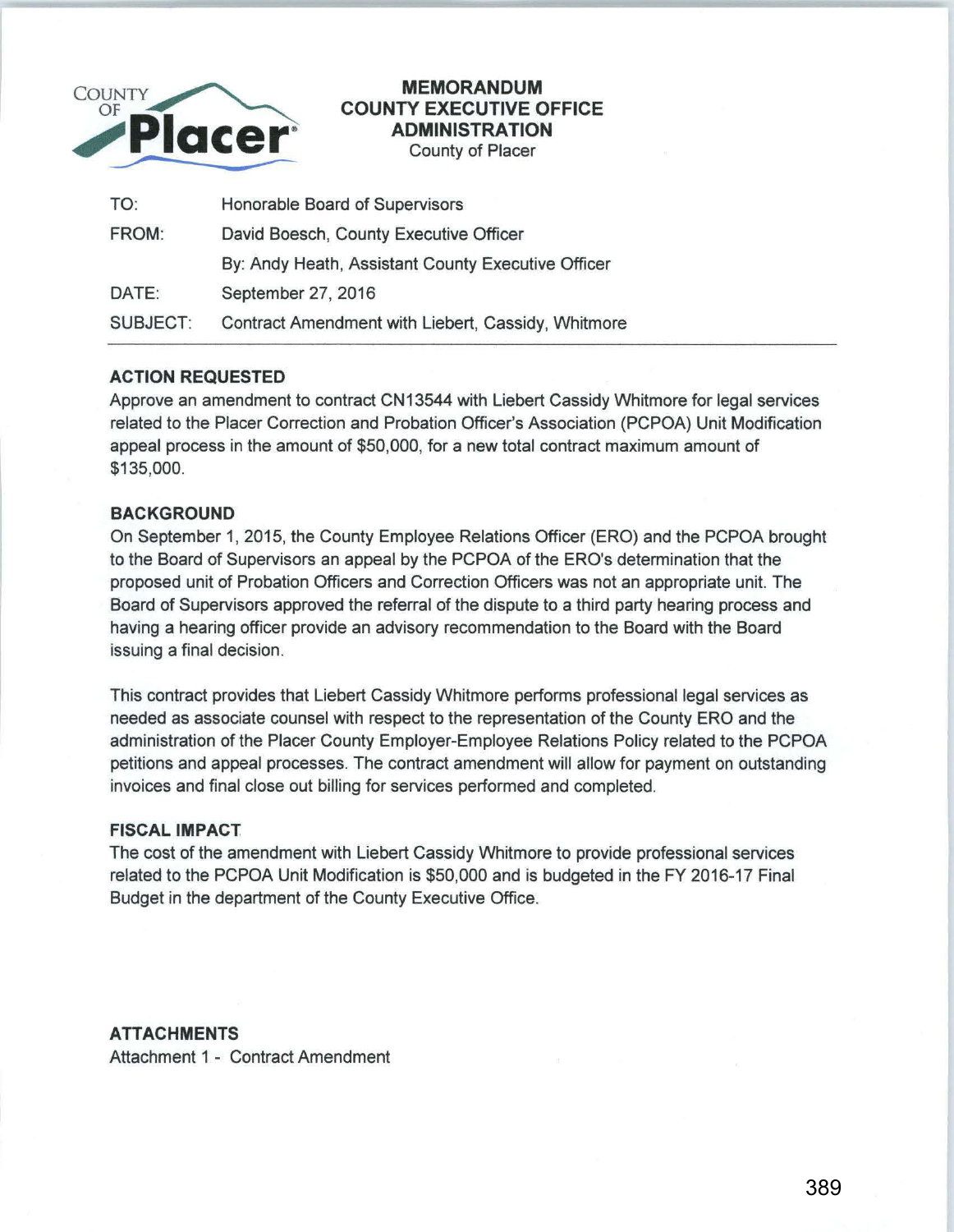COUNTY OF Placer

# MEMORANDUM
## COUNTY EXECUTIVE OFFICE
## ADMINISTRATION
County of Placer

| | |
|---|---|
| TO: | Honorable Board of Supervisors |
| FROM: | David Boesch, County Executive Officer |
| | By: Andy Heath, Assistant County Executive Officer |
| DATE: | September 27, 2016 |
| SUBJECT: | Contract Amendment with Liebert, Cassidy, Whitmore |

---

### ACTION REQUESTED

Approve an amendment to contract CN13544 with Liebert Cassidy Whitmore for legal services related to the Placer Correction and Probation Officer's Association (PCPOA) Unit Modification appeal process in the amount of $50,000, for a new total contract maximum amount of $135,000.

### BACKGROUND

On September 1, 2015, the County Employee Relations Officer (ERO) and the PCPOA brought to the Board of Supervisors an appeal by the PCPOA of the ERO's determination that the proposed unit of Probation Officers and Correction Officers was not an appropriate unit. The Board of Supervisors approved the referral of the dispute to a third party hearing process and having a hearing officer provide an advisory recommendation to the Board with the Board issuing a final decision.

This contract provides that Liebert Cassidy Whitmore performs professional legal services as needed as associate counsel with respect to the representation of the County ERO and the administration of the Placer County Employer-Employee Relations Policy related to the PCPOA petitions and appeal processes. The contract amendment will allow for payment on outstanding invoices and final close out billing for services performed and completed.

### FISCAL IMPACT

The cost of the amendment with Liebert Cassidy Whitmore to provide professional services related to the PCPOA Unit Modification is $50,000 and is budgeted in the FY 2016-17 Final Budget in the department of the County Executive Office.

### ATTACHMENTS

Attachment 1 - Contract Amendment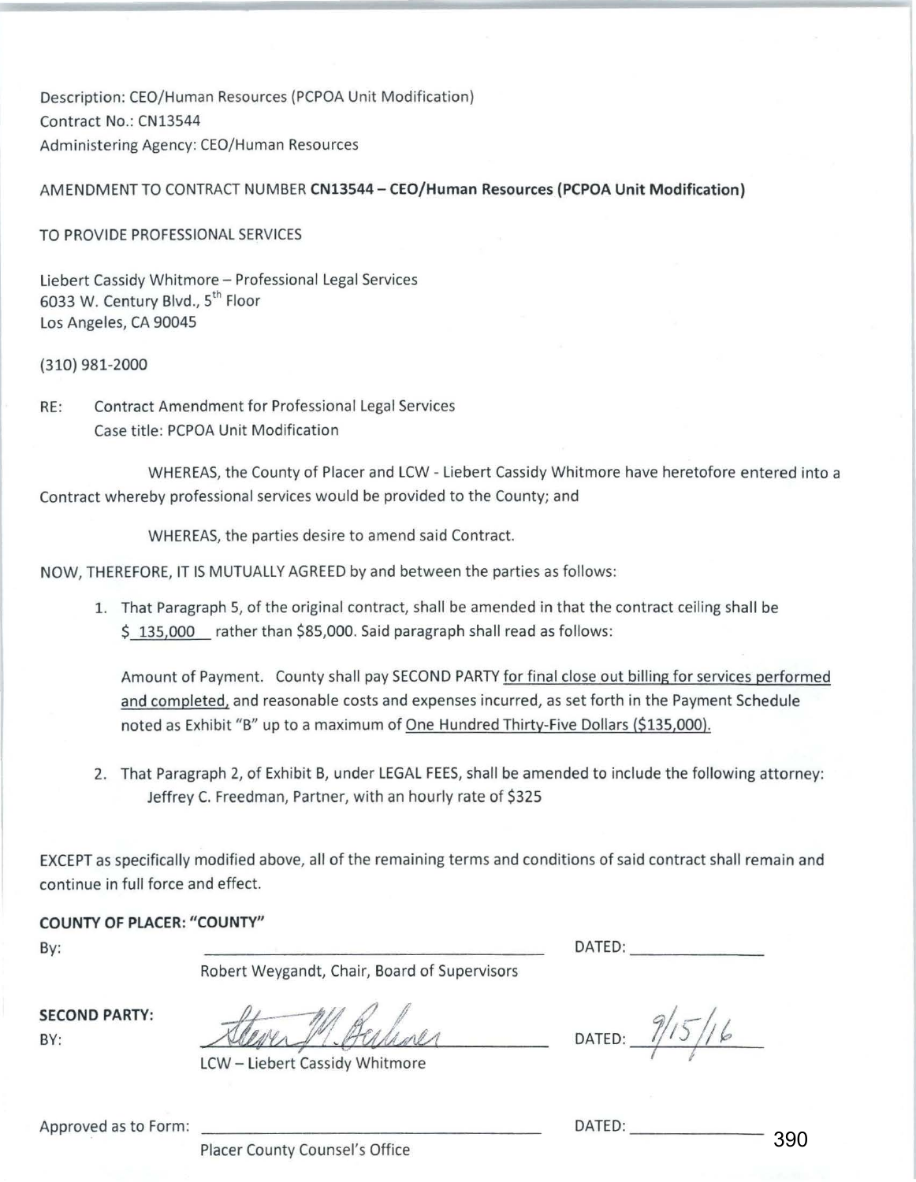Description: CEO/Human Resources (PCPOA Unit Modification)
Contract No.: CN13544
Administering Agency: CEO/Human Resources

AMENDMENT TO CONTRACT NUMBER **CN13544 – CEO/Human Resources (PCPOA Unit Modification)**

TO PROVIDE PROFESSIONAL SERVICES

Liebert Cassidy Whitmore – Professional Legal Services
6033 W. Century Blvd., 5th Floor
Los Angeles, CA 90045

(310) 981-2000

RE: Contract Amendment for Professional Legal Services
Case title: PCPOA Unit Modification

WHEREAS, the County of Placer and LCW - Liebert Cassidy Whitmore have heretofore entered into a Contract whereby professional services would be provided to the County; and

WHEREAS, the parties desire to amend said Contract.

NOW, THEREFORE, IT IS MUTUALLY AGREED by and between the parties as follows:

1. That Paragraph 5, of the original contract, shall be amended in that the contract ceiling shall be $ 135,000 rather than $85,000. Said paragraph shall read as follows:

   Amount of Payment. County shall pay SECOND PARTY for final close out billing for services performed and completed, and reasonable costs and expenses incurred, as set forth in the Payment Schedule noted as Exhibit "B" up to a maximum of One Hundred Thirty-Five Dollars ($135,000).

2. That Paragraph 2, of Exhibit B, under LEGAL FEES, shall be amended to include the following attorney: Jeffrey C. Freedman, Partner, with an hourly rate of $325

EXCEPT as specifically modified above, all of the remaining terms and conditions of said contract shall remain and continue in full force and effect.

**COUNTY OF PLACER: "COUNTY"**

By: ______________________________ DATED: ______________

Robert Weygandt, Chair, Board of Supervisors

**SECOND PARTY:**

BY: Steven M. Berliner DATED: 9/15/16

LCW – Liebert Cassidy Whitmore

Approved as to Form: ______________________________ DATED: ______________

Placer County Counsel's Office